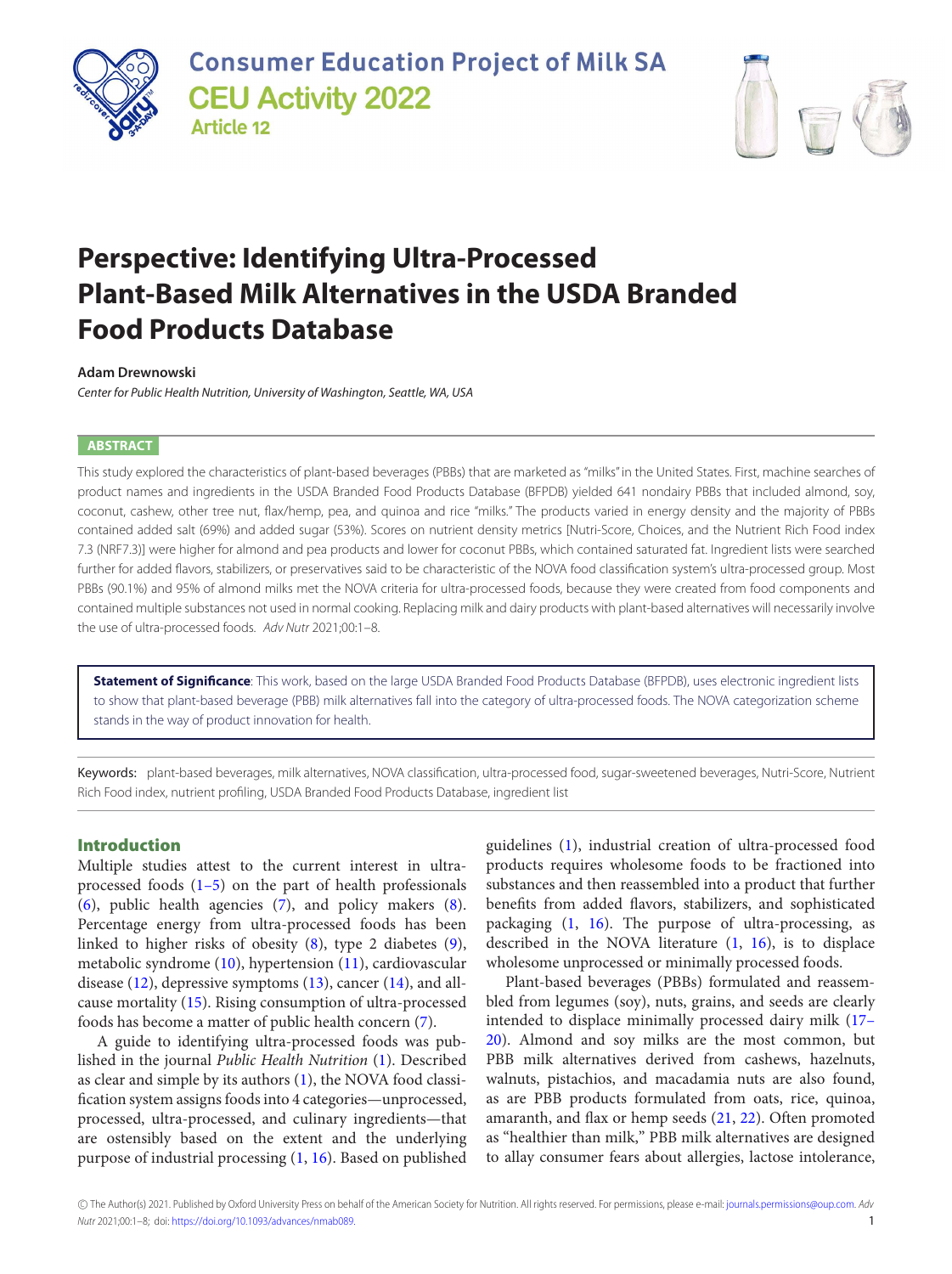Consumer Education Project of Milk SA

CEU Activity 2022

Article 12

# Perspective: Identifying Ultra-Processed Plant-Based Milk Alternatives in the USDA Branded Food Products Database

**Adam Drewnowski**

*Center for Public Health Nutrition, University of Washington, Seattle, WA, USA*

## ABSTRACT

This study explored the characteristics of plant-based beverages (PBBs) that are marketed as "milks" in the United States. First, machine searches of product names and ingredients in the USDA Branded Food Products Database (BFPDB) yielded 641 nondairy PBBs that included almond, soy, coconut, cashew, other tree nut, flax/hemp, pea, and quinoa and rice "milks." The products varied in energy density and the majority of PBBs contained added salt (69%) and added sugar (53%). Scores on nutrient density metrics [Nutri-Score, Choices, and the Nutrient Rich Food index 7.3 (NRF7.3)] were higher for almond and pea products and lower for coconut PBBs, which contained saturated fat. Ingredient lists were searched further for added flavors, stabilizers, or preservatives said to be characteristic of the NOVA food classification system's ultra-processed group. Most PBBs (90.1%) and 95% of almond milks met the NOVA criteria for ultra-processed foods, because they were created from food components and contained multiple substances not used in normal cooking. Replacing milk and dairy products with plant-based alternatives will necessarily involve the use of ultra-processed foods. *Adv Nutr* 2021;00:1–8.

**Statement of Significance**: This work, based on the large USDA Branded Food Products Database (BFPDB), uses electronic ingredient lists to show that plant-based beverage (PBB) milk alternatives fall into the category of ultra-processed foods. The NOVA categorization scheme stands in the way of product innovation for health.

Keywords: plant-based beverages, milk alternatives, NOVA classification, ultra-processed food, sugar-sweetened beverages, Nutri-Score, Nutrient Rich Food index, nutrient profiling, USDA Branded Food Products Database, ingredient list

## Introduction

Multiple studies attest to the current interest in ultra-processed foods (1–5) on the part of health professionals (6), public health agencies (7), and policy makers (8). Percentage energy from ultra-processed foods has been linked to higher risks of obesity (8), type 2 diabetes (9), metabolic syndrome (10), hypertension (11), cardiovascular disease (12), depressive symptoms (13), cancer (14), and all-cause mortality (15). Rising consumption of ultra-processed foods has become a matter of public health concern (7).

A guide to identifying ultra-processed foods was published in the journal *Public Health Nutrition* (1). Described as clear and simple by its authors (1), the NOVA food classification system assigns foods into 4 categories—unprocessed, processed, ultra-processed, and culinary ingredients—that are ostensibly based on the extent and the underlying purpose of industrial processing (1, 16). Based on published guidelines (1), industrial creation of ultra-processed food products requires wholesome foods to be fractioned into substances and then reassembled into a product that further benefits from added flavors, stabilizers, and sophisticated packaging (1, 16). The purpose of ultra-processing, as described in the NOVA literature (1, 16), is to displace wholesome unprocessed or minimally processed foods.

Plant-based beverages (PBBs) formulated and reassembled from legumes (soy), nuts, grains, and seeds are clearly intended to displace minimally processed dairy milk (17–20). Almond and soy milks are the most common, but PBB milk alternatives derived from cashews, hazelnuts, walnuts, pistachios, and macadamia nuts are also found, as are PBB products formulated from oats, rice, quinoa, amaranth, and flax or hemp seeds (21, 22). Often promoted as "healthier than milk," PBB milk alternatives are designed to allay consumer fears about allergies, lactose intolerance,

© The Author(s) 2021. Published by Oxford University Press on behalf of the American Society for Nutrition. All rights reserved. For permissions, please e-mail: journals.permissions@oup.com. *Adv Nutr* 2021;00:1–8; doi: https://doi.org/10.1093/advances/nmab089.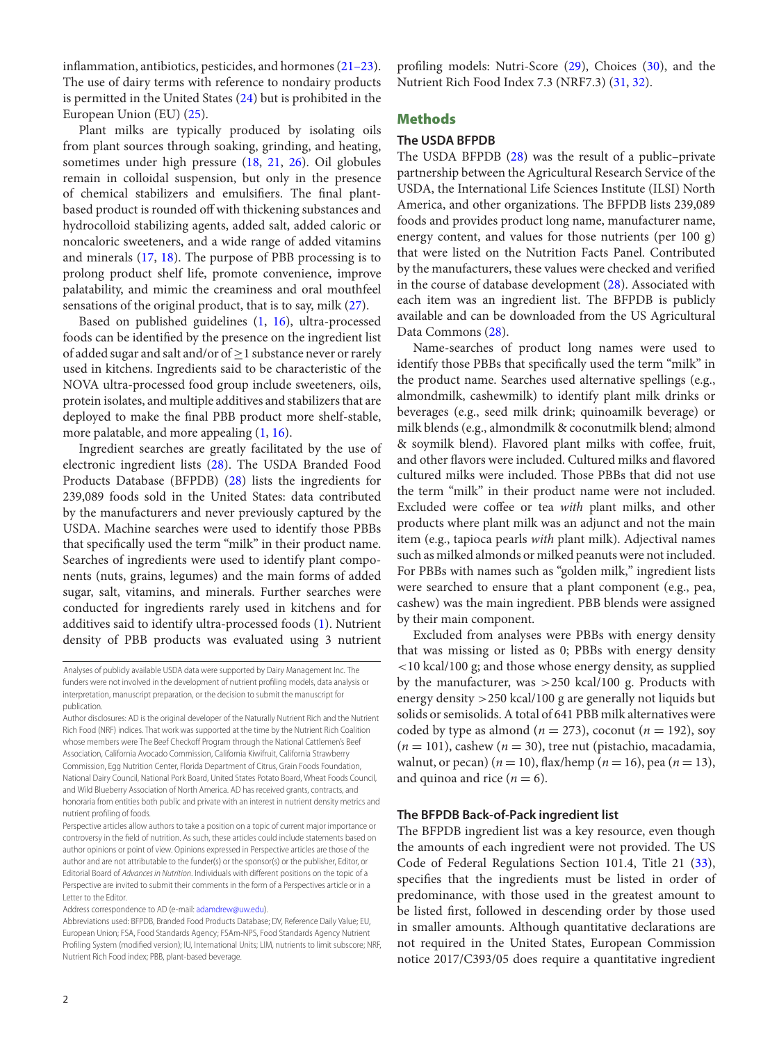inflammation, antibiotics, pesticides, and hormones (21–23). The use of dairy terms with reference to nondairy products is permitted in the United States (24) but is prohibited in the European Union (EU) (25).

Plant milks are typically produced by isolating oils from plant sources through soaking, grinding, and heating, sometimes under high pressure (18, 21, 26). Oil globules remain in colloidal suspension, but only in the presence of chemical stabilizers and emulsifiers. The final plant-based product is rounded off with thickening substances and hydrocolloid stabilizing agents, added salt, added caloric or noncaloric sweeteners, and a wide range of added vitamins and minerals (17, 18). The purpose of PBB processing is to prolong product shelf life, promote convenience, improve palatability, and mimic the creaminess and oral mouthfeel sensations of the original product, that is to say, milk (27).

Based on published guidelines (1, 16), ultra-processed foods can be identified by the presence on the ingredient list of added sugar and salt and/or of ≥1 substance never or rarely used in kitchens. Ingredients said to be characteristic of the NOVA ultra-processed food group include sweeteners, oils, protein isolates, and multiple additives and stabilizers that are deployed to make the final PBB product more shelf-stable, more palatable, and more appealing (1, 16).

Ingredient searches are greatly facilitated by the use of electronic ingredient lists (28). The USDA Branded Food Products Database (BFPDB) (28) lists the ingredients for 239,089 foods sold in the United States: data contributed by the manufacturers and never previously captured by the USDA. Machine searches were used to identify those PBBs that specifically used the term "milk" in their product name. Searches of ingredients were used to identify plant components (nuts, grains, legumes) and the main forms of added sugar, salt, vitamins, and minerals. Further searches were conducted for ingredients rarely used in kitchens and for additives said to identify ultra-processed foods (1). Nutrient density of PBB products was evaluated using 3 nutrient profiling models: Nutri-Score (29), Choices (30), and the Nutrient Rich Food Index 7.3 (NRF7.3) (31, 32).

## Methods

### The USDA BFPDB

The USDA BFPDB (28) was the result of a public–private partnership between the Agricultural Research Service of the USDA, the International Life Sciences Institute (ILSI) North America, and other organizations. The BFPDB lists 239,089 foods and provides product long name, manufacturer name, energy content, and values for those nutrients (per 100 g) that were listed on the Nutrition Facts Panel. Contributed by the manufacturers, these values were checked and verified in the course of database development (28). Associated with each item was an ingredient list. The BFPDB is publicly available and can be downloaded from the US Agricultural Data Commons (28).

Name-searches of product long names were used to identify those PBBs that specifically used the term "milk" in the product name. Searches used alternative spellings (e.g., almondmilk, cashewmilk) to identify plant milk drinks or beverages (e.g., seed milk drink; quinoamilk beverage) or milk blends (e.g., almondmilk & coconutmilk blend; almond & soymilk blend). Flavored plant milks with coffee, fruit, and other flavors were included. Cultured milks and flavored cultured milks were included. Those PBBs that did not use the term "milk" in their product name were not included. Excluded were coffee or tea *with* plant milks, and other products where plant milk was an adjunct and not the main item (e.g., tapioca pearls *with* plant milk). Adjectival names such as milked almonds or milked peanuts were not included. For PBBs with names such as "golden milk," ingredient lists were searched to ensure that a plant component (e.g., pea, cashew) was the main ingredient. PBB blends were assigned by their main component.

Excluded from analyses were PBBs with energy density that was missing or listed as 0; PBBs with energy density <10 kcal/100 g; and those whose energy density, as supplied by the manufacturer, was >250 kcal/100 g. Products with energy density >250 kcal/100 g are generally not liquids but solids or semisolids. A total of 641 PBB milk alternatives were coded by type as almond ($n = 273$), coconut ($n = 192$), soy ($n = 101$), cashew ($n = 30$), tree nut (pistachio, macadamia, walnut, or pecan) ($n = 10$), flax/hemp ($n = 16$), pea ($n = 13$), and quinoa and rice ($n = 6$).

### The BFPDB Back-of-Pack ingredient list

The BFPDB ingredient list was a key resource, even though the amounts of each ingredient were not provided. The US Code of Federal Regulations Section 101.4, Title 21 (33), specifies that the ingredients must be listed in order of predominance, with those used in the greatest amount to be listed first, followed in descending order by those used in smaller amounts. Although quantitative declarations are not required in the United States, European Commission notice 2017/C393/05 does require a quantitative ingredient

---

Analyses of publicly available USDA data were supported by Dairy Management Inc. The funders were not involved in the development of nutrient profiling models, data analysis or interpretation, manuscript preparation, or the decision to submit the manuscript for publication.

Author disclosures: AD is the original developer of the Naturally Nutrient Rich and the Nutrient Rich Food (NRF) indices. That work was supported at the time by the Nutrient Rich Coalition whose members were The Beef Checkoff Program through the National Cattlemen's Beef Association, California Avocado Commission, California Kiwifruit, California Strawberry Commission, Egg Nutrition Center, Florida Department of Citrus, Grain Foods Foundation, National Dairy Council, National Pork Board, United States Potato Board, Wheat Foods Council, and Wild Blueberry Association of North America. AD has received grants, contracts, and honoraria from entities both public and private with an interest in nutrient density metrics and nutrient profiling of foods.

Perspective articles allow authors to take a position on a topic of current major importance or controversy in the field of nutrition. As such, these articles could include statements based on author opinions or point of view. Opinions expressed in Perspective articles are those of the author and are not attributable to the funder(s) or the sponsor(s) or the publisher, Editor, or Editorial Board of *Advances in Nutrition*. Individuals with different positions on the topic of a Perspective are invited to submit their comments in the form of a Perspectives article or in a Letter to the Editor.

Address correspondence to AD (e-mail: adamdrew@uw.edu).

Abbreviations used: BFPDB, Branded Food Products Database; DV, Reference Daily Value; EU, European Union; FSA, Food Standards Agency; FSAm-NPS, Food Standards Agency Nutrient Profiling System (modified version); IU, International Units; LIM, nutrients to limit subscore; NRF, Nutrient Rich Food index; PBB, plant-based beverage.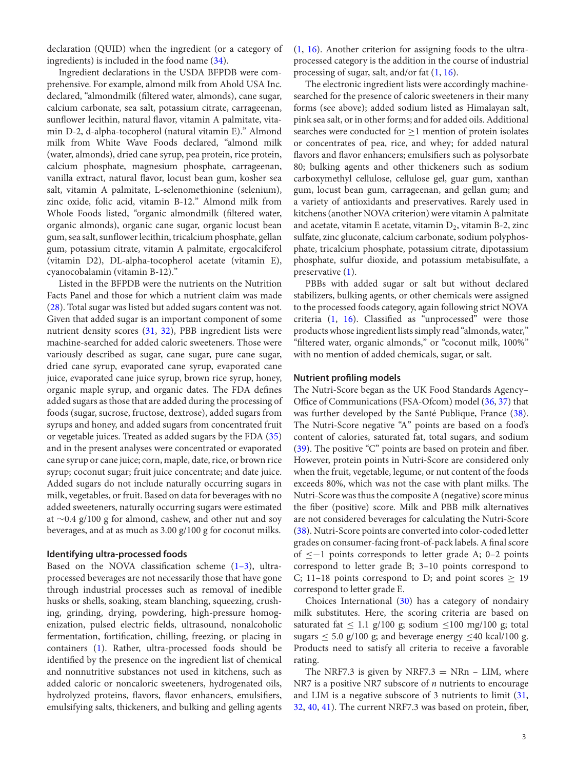declaration (QUID) when the ingredient (or a category of ingredients) is included in the food name (34).

Ingredient declarations in the USDA BFPDB were comprehensive. For example, almond milk from Ahold USA Inc. declared, "almondmilk (filtered water, almonds), cane sugar, calcium carbonate, sea salt, potassium citrate, carrageenan, sunflower lecithin, natural flavor, vitamin A palmitate, vitamin D-2, d-alpha-tocopherol (natural vitamin E)." Almond milk from White Wave Foods declared, "almond milk (water, almonds), dried cane syrup, pea protein, rice protein, calcium phosphate, magnesium phosphate, carrageenan, vanilla extract, natural flavor, locust bean gum, kosher sea salt, vitamin A palmitate, L-selenomethionine (selenium), zinc oxide, folic acid, vitamin B-12." Almond milk from Whole Foods listed, "organic almondmilk (filtered water, organic almonds), organic cane sugar, organic locust bean gum, sea salt, sunflower lecithin, tricalcium phosphate, gellan gum, potassium citrate, vitamin A palmitate, ergocalciferol (vitamin D2), DL-alpha-tocopherol acetate (vitamin E), cyanocobalamin (vitamin B-12)."

Listed in the BFPDB were the nutrients on the Nutrition Facts Panel and those for which a nutrient claim was made (28). Total sugar was listed but added sugars content was not. Given that added sugar is an important component of some nutrient density scores (31, 32), PBB ingredient lists were machine-searched for added caloric sweeteners. Those were variously described as sugar, cane sugar, pure cane sugar, dried cane syrup, evaporated cane syrup, evaporated cane juice, evaporated cane juice syrup, brown rice syrup, honey, organic maple syrup, and organic dates. The FDA defines added sugars as those that are added during the processing of foods (sugar, sucrose, fructose, dextrose), added sugars from syrups and honey, and added sugars from concentrated fruit or vegetable juices. Treated as added sugars by the FDA (35) and in the present analyses were concentrated or evaporated cane syrup or cane juice; corn, maple, date, rice, or brown rice syrup; coconut sugar; fruit juice concentrate; and date juice. Added sugars do not include naturally occurring sugars in milk, vegetables, or fruit. Based on data for beverages with no added sweeteners, naturally occurring sugars were estimated at ∼0.4 g/100 g for almond, cashew, and other nut and soy beverages, and at as much as 3.00 g/100 g for coconut milks.

### Identifying ultra-processed foods

Based on the NOVA classification scheme (1–3), ultra-processed beverages are not necessarily those that have gone through industrial processes such as removal of inedible husks or shells, soaking, steam blanching, squeezing, crushing, grinding, drying, powdering, high-pressure homogenization, pulsed electric fields, ultrasound, nonalcoholic fermentation, fortification, chilling, freezing, or placing in containers (1). Rather, ultra-processed foods should be identified by the presence on the ingredient list of chemical and nonnutritive substances not used in kitchens, such as added caloric or noncaloric sweeteners, hydrogenated oils, hydrolyzed proteins, flavors, flavor enhancers, emulsifiers, emulsifying salts, thickeners, and bulking and gelling agents (1, 16). Another criterion for assigning foods to the ultra-processed category is the addition in the course of industrial processing of sugar, salt, and/or fat (1, 16).

The electronic ingredient lists were accordingly machine-searched for the presence of caloric sweeteners in their many forms (see above); added sodium listed as Himalayan salt, pink sea salt, or in other forms; and for added oils. Additional searches were conducted for ≥1 mention of protein isolates or concentrates of pea, rice, and whey; for added natural flavors and flavor enhancers; emulsifiers such as polysorbate 80; bulking agents and other thickeners such as sodium carboxymethyl cellulose, cellulose gel, guar gum, xanthan gum, locust bean gum, carrageenan, and gellan gum; and a variety of antioxidants and preservatives. Rarely used in kitchens (another NOVA criterion) were vitamin A palmitate and acetate, vitamin E acetate, vitamin $D_2$, vitamin B-2, zinc sulfate, zinc gluconate, calcium carbonate, sodium polyphosphate, tricalcium phosphate, potassium citrate, dipotassium phosphate, sulfur dioxide, and potassium metabisulfate, a preservative (1).

PBBs with added sugar or salt but without declared stabilizers, bulking agents, or other chemicals were assigned to the processed foods category, again following strict NOVA criteria (1, 16). Classified as "unprocessed" were those products whose ingredient lists simply read "almonds, water," "filtered water, organic almonds," or "coconut milk, 100%" with no mention of added chemicals, sugar, or salt.

### Nutrient profiling models

The Nutri-Score began as the UK Food Standards Agency–Office of Communications (FSA-Ofcom) model (36, 37) that was further developed by the Santé Publique, France (38). The Nutri-Score negative "A" points are based on a food's content of calories, saturated fat, total sugars, and sodium (39). The positive "C" points are based on protein and fiber. However, protein points in Nutri-Score are considered only when the fruit, vegetable, legume, or nut content of the foods exceeds 80%, which was not the case with plant milks. The Nutri-Score was thus the composite A (negative) score minus the fiber (positive) score. Milk and PBB milk alternatives are not considered beverages for calculating the Nutri-Score (38). Nutri-Score points are converted into color-coded letter grades on consumer-facing front-of-pack labels. A final score of ≤−1 points corresponds to letter grade A; 0–2 points correspond to letter grade B; 3–10 points correspond to C; 11–18 points correspond to D; and point scores ≥ 19 correspond to letter grade E.

Choices International (30) has a category of nondairy milk substitutes. Here, the scoring criteria are based on saturated fat ≤ 1.1 g/100 g; sodium ≤100 mg/100 g; total sugars ≤ 5.0 g/100 g; and beverage energy ≤40 kcal/100 g. Products need to satisfy all criteria to receive a favorable rating.

The NRF7.3 is given by NRF7.3 = NRn – LIM, where NR7 is a positive NR7 subscore of *n* nutrients to encourage and LIM is a negative subscore of 3 nutrients to limit (31, 32, 40, 41). The current NRF7.3 was based on protein, fiber,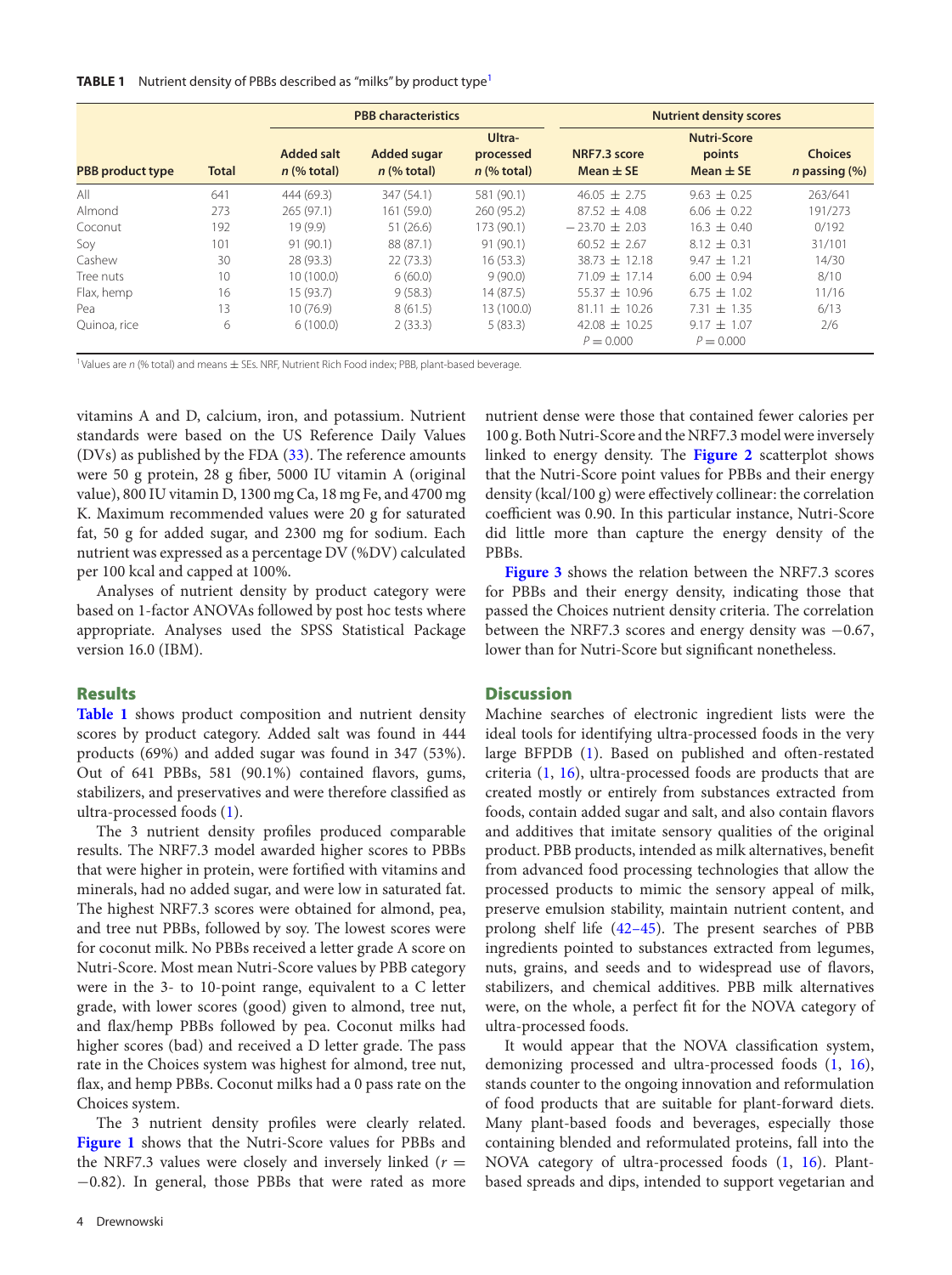**TABLE 1** Nutrient density of PBBs described as "milks" by product type[1]

| | | PBB characteristics | | | Nutrient density scores | | |
|---|---|---|---|---|---|---|---|
| PBB product type | Total | Added salt n (% total) | Added sugar n (% total) | Ultra-processed n (% total) | NRF7.3 score Mean ± SE | Nutri-Score points Mean ± SE | Choices n passing (%) |
| All | 641 | 444 (69.3) | 347 (54.1) | 581 (90.1) | 46.05 ± 2.75 | 9.63 ± 0.25 | 263/641 |
| Almond | 273 | 265 (97.1) | 161 (59.0) | 260 (95.2) | 87.52 ± 4.08 | 6.06 ± 0.22 | 191/273 |
| Coconut | 192 | 19 (9.9) | 51 (26.6) | 173 (90.1) | −23.70 ± 2.03 | 16.3 ± 0.40 | 0/192 |
| Soy | 101 | 91 (90.1) | 88 (87.1) | 91 (90.1) | 60.52 ± 2.67 | 8.12 ± 0.31 | 31/101 |
| Cashew | 30 | 28 (93.3) | 22 (73.3) | 16 (53.3) | 38.73 ± 12.18 | 9.47 ± 1.21 | 14/30 |
| Tree nuts | 10 | 10 (100.0) | 6 (60.0) | 9 (90.0) | 71.09 ± 17.14 | 6.00 ± 0.94 | 8/10 |
| Flax, hemp | 16 | 15 (93.7) | 9 (58.3) | 14 (87.5) | 55.37 ± 10.96 | 6.75 ± 1.02 | 11/16 |
| Pea | 13 | 10 (76.9) | 8 (61.5) | 13 (100.0) | 81.11 ± 10.26 | 7.31 ± 1.35 | 6/13 |
| Quinoa, rice | 6 | 6 (100.0) | 2 (33.3) | 5 (83.3) | 42.08 ± 10.25 | 9.17 ± 1.07 | 2/6 |
| | | | | | $P = 0.000$ | $P = 0.000$ | |

[1]Values are n (% total) and means ± SEs. NRF, Nutrient Rich Food index; PBB, plant-based beverage.

vitamins A and D, calcium, iron, and potassium. Nutrient standards were based on the US Reference Daily Values (DVs) as published by the FDA (33). The reference amounts were 50 g protein, 28 g fiber, 5000 IU vitamin A (original value), 800 IU vitamin D, 1300 mg Ca, 18 mg Fe, and 4700 mg K. Maximum recommended values were 20 g for saturated fat, 50 g for added sugar, and 2300 mg for sodium. Each nutrient was expressed as a percentage DV (%DV) calculated per 100 kcal and capped at 100%.

Analyses of nutrient density by product category were based on 1-factor ANOVAs followed by post hoc tests where appropriate. Analyses used the SPSS Statistical Package version 16.0 (IBM).

## Results

**Table 1** shows product composition and nutrient density scores by product category. Added salt was found in 444 products (69%) and added sugar was found in 347 (53%). Out of 641 PBBs, 581 (90.1%) contained flavors, gums, stabilizers, and preservatives and were therefore classified as ultra-processed foods (1).

The 3 nutrient density profiles produced comparable results. The NRF7.3 model awarded higher scores to PBBs that were higher in protein, were fortified with vitamins and minerals, had no added sugar, and were low in saturated fat. The highest NRF7.3 scores were obtained for almond, pea, and tree nut PBBs, followed by soy. The lowest scores were for coconut milk. No PBBs received a letter grade A score on Nutri-Score. Most mean Nutri-Score values by PBB category were in the 3- to 10-point range, equivalent to a C letter grade, with lower scores (good) given to almond, tree nut, and flax/hemp PBBs followed by pea. Coconut milks had higher scores (bad) and received a D letter grade. The pass rate in the Choices system was highest for almond, tree nut, flax, and hemp PBBs. Coconut milks had a 0 pass rate on the Choices system.

The 3 nutrient density profiles were clearly related. **Figure 1** shows that the Nutri-Score values for PBBs and the NRF7.3 values were closely and inversely linked ($r = -0.82$). In general, those PBBs that were rated as more nutrient dense were those that contained fewer calories per 100 g. Both Nutri-Score and the NRF7.3 model were inversely linked to energy density. The **Figure 2** scatterplot shows that the Nutri-Score point values for PBBs and their energy density (kcal/100 g) were effectively collinear: the correlation coefficient was 0.90. In this particular instance, Nutri-Score did little more than capture the energy density of the PBBs.

**Figure 3** shows the relation between the NRF7.3 scores for PBBs and their energy density, indicating those that passed the Choices nutrient density criteria. The correlation between the NRF7.3 scores and energy density was −0.67, lower than for Nutri-Score but significant nonetheless.

## Discussion

Machine searches of electronic ingredient lists were the ideal tools for identifying ultra-processed foods in the very large BFPDB (1). Based on published and often-restated criteria (1, 16), ultra-processed foods are products that are created mostly or entirely from substances extracted from foods, contain added sugar and salt, and also contain flavors and additives that imitate sensory qualities of the original product. PBB products, intended as milk alternatives, benefit from advanced food processing technologies that allow the processed products to mimic the sensory appeal of milk, preserve emulsion stability, maintain nutrient content, and prolong shelf life (42–45). The present searches of PBB ingredients pointed to substances extracted from legumes, nuts, grains, and seeds and to widespread use of flavors, stabilizers, and chemical additives. PBB milk alternatives were, on the whole, a perfect fit for the NOVA category of ultra-processed foods.

It would appear that the NOVA classification system, demonizing processed and ultra-processed foods (1, 16), stands counter to the ongoing innovation and reformulation of food products that are suitable for plant-forward diets. Many plant-based foods and beverages, especially those containing blended and reformulated proteins, fall into the NOVA category of ultra-processed foods (1, 16). Plant-based spreads and dips, intended to support vegetarian and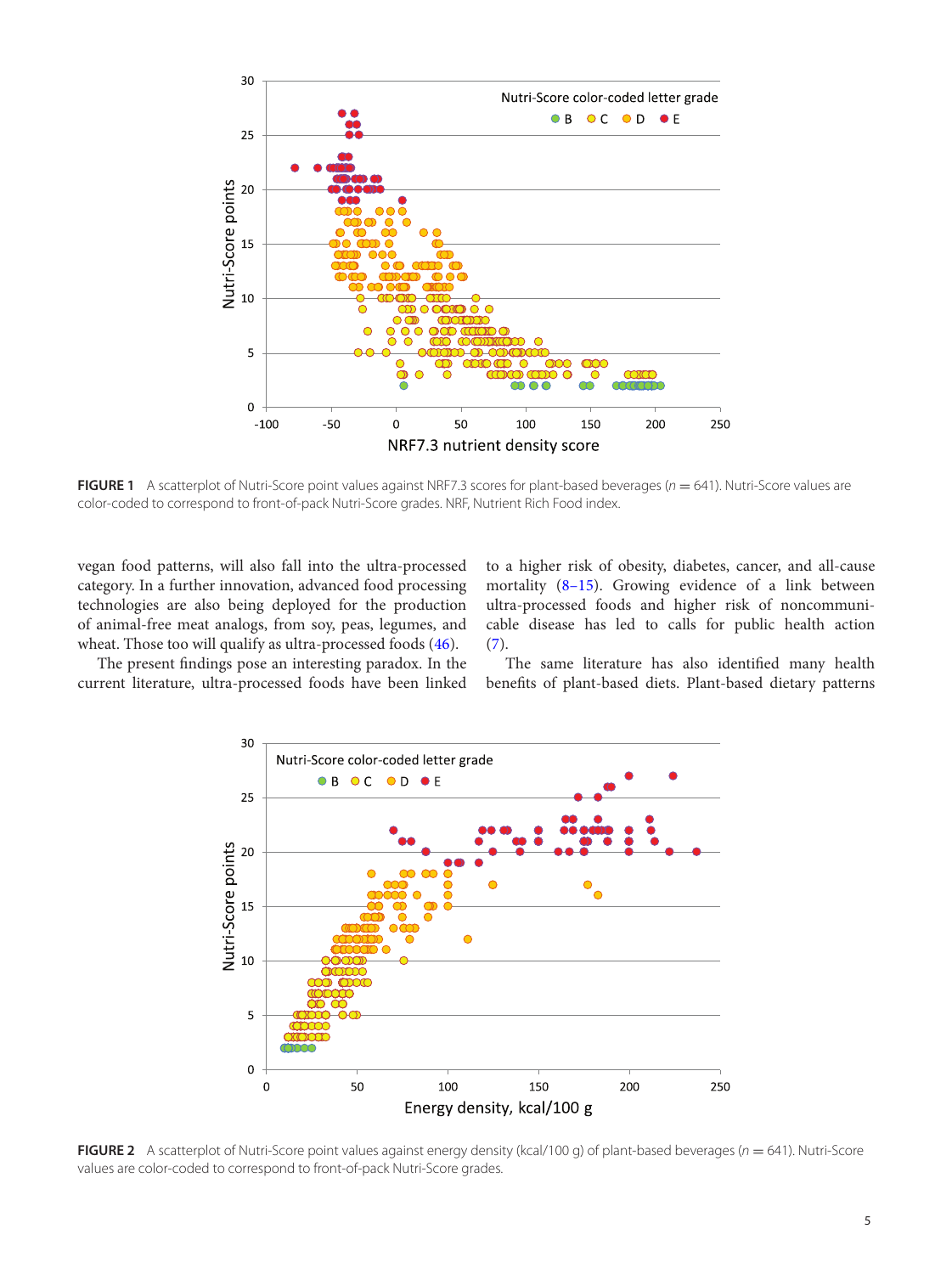FIGURE 1 A scatterplot of Nutri-Score point values against NRF7.3 scores for plant-based beverages ($n = 641$). Nutri-Score values are color-coded to correspond to front-of-pack Nutri-Score grades. NRF, Nutrient Rich Food index.

vegan food patterns, will also fall into the ultra-processed category. In a further innovation, advanced food processing technologies are also being deployed for the production of animal-free meat analogs, from soy, peas, legumes, and wheat. Those too will qualify as ultra-processed foods (46).

The present findings pose an interesting paradox. In the current literature, ultra-processed foods have been linked to a higher risk of obesity, diabetes, cancer, and all-cause mortality (8–15). Growing evidence of a link between ultra-processed foods and higher risk of noncommunicable disease has led to calls for public health action (7).

The same literature has also identified many health benefits of plant-based diets. Plant-based dietary patterns

FIGURE 2 A scatterplot of Nutri-Score point values against energy density (kcal/100 g) of plant-based beverages ($n = 641$). Nutri-Score values are color-coded to correspond to front-of-pack Nutri-Score grades.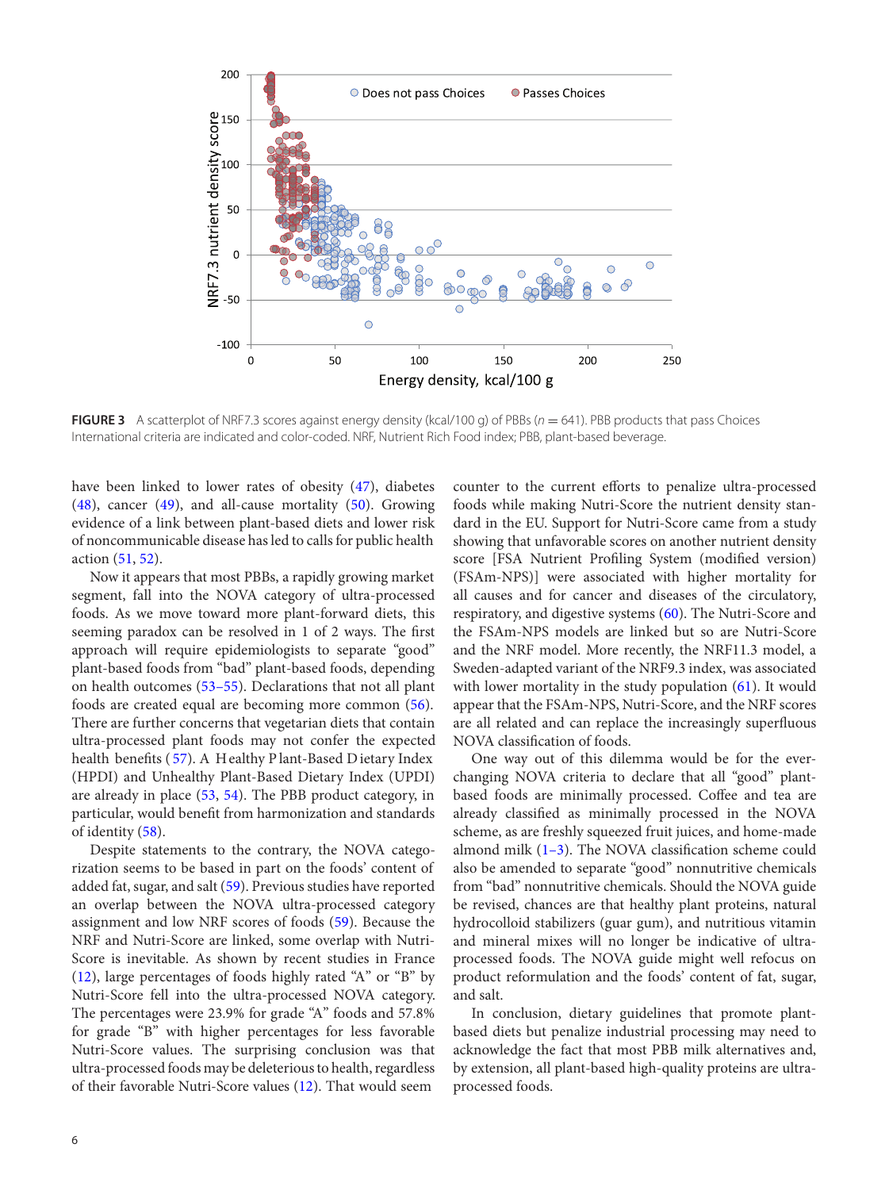**FIGURE 3** A scatterplot of NRF7.3 scores against energy density (kcal/100 g) of PBBs ($n = 641$). PBB products that pass Choices International criteria are indicated and color-coded. NRF, Nutrient Rich Food index; PBB, plant-based beverage.

have been linked to lower rates of obesity (47), diabetes (48), cancer (49), and all-cause mortality (50). Growing evidence of a link between plant-based diets and lower risk of noncommunicable disease has led to calls for public health action (51, 52).

Now it appears that most PBBs, a rapidly growing market segment, fall into the NOVA category of ultra-processed foods. As we move toward more plant-forward diets, this seeming paradox can be resolved in 1 of 2 ways. The first approach will require epidemiologists to separate "good" plant-based foods from "bad" plant-based foods, depending on health outcomes (53–55). Declarations that not all plant foods are created equal are becoming more common (56). There are further concerns that vegetarian diets that contain ultra-processed plant foods may not confer the expected health benefits (57). A Healthy Plant-Based Dietary Index (HPDI) and Unhealthy Plant-Based Dietary Index (UPDI) are already in place (53, 54). The PBB product category, in particular, would benefit from harmonization and standards of identity (58).

Despite statements to the contrary, the NOVA categorization seems to be based in part on the foods' content of added fat, sugar, and salt (59). Previous studies have reported an overlap between the NOVA ultra-processed category assignment and low NRF scores of foods (59). Because the NRF and Nutri-Score are linked, some overlap with Nutri-Score is inevitable. As shown by recent studies in France (12), large percentages of foods highly rated "A" or "B" by Nutri-Score fell into the ultra-processed NOVA category. The percentages were 23.9% for grade "A" foods and 57.8% for grade "B" with higher percentages for less favorable Nutri-Score values. The surprising conclusion was that ultra-processed foods may be deleterious to health, regardless of their favorable Nutri-Score values (12). That would seem counter to the current efforts to penalize ultra-processed foods while making Nutri-Score the nutrient density standard in the EU. Support for Nutri-Score came from a study showing that unfavorable scores on another nutrient density score [FSA Nutrient Profiling System (modified version) (FSAm-NPS)] were associated with higher mortality for all causes and for cancer and diseases of the circulatory, respiratory, and digestive systems (60). The Nutri-Score and the FSAm-NPS models are linked but so are Nutri-Score and the NRF model. More recently, the NRF11.3 model, a Sweden-adapted variant of the NRF9.3 index, was associated with lower mortality in the study population (61). It would appear that the FSAm-NPS, Nutri-Score, and the NRF scores are all related and can replace the increasingly superfluous NOVA classification of foods.

One way out of this dilemma would be for the ever-changing NOVA criteria to declare that all "good" plant-based foods are minimally processed. Coffee and tea are already classified as minimally processed in the NOVA scheme, as are freshly squeezed fruit juices, and home-made almond milk (1–3). The NOVA classification scheme could also be amended to separate "good" nonnutritive chemicals from "bad" nonnutritive chemicals. Should the NOVA guide be revised, chances are that healthy plant proteins, natural hydrocolloid stabilizers (guar gum), and nutritious vitamin and mineral mixes will no longer be indicative of ultra-processed foods. The NOVA guide might well refocus on product reformulation and the foods' content of fat, sugar, and salt.

In conclusion, dietary guidelines that promote plant-based diets but penalize industrial processing may need to acknowledge the fact that most PBB milk alternatives and, by extension, all plant-based high-quality proteins are ultra-processed foods.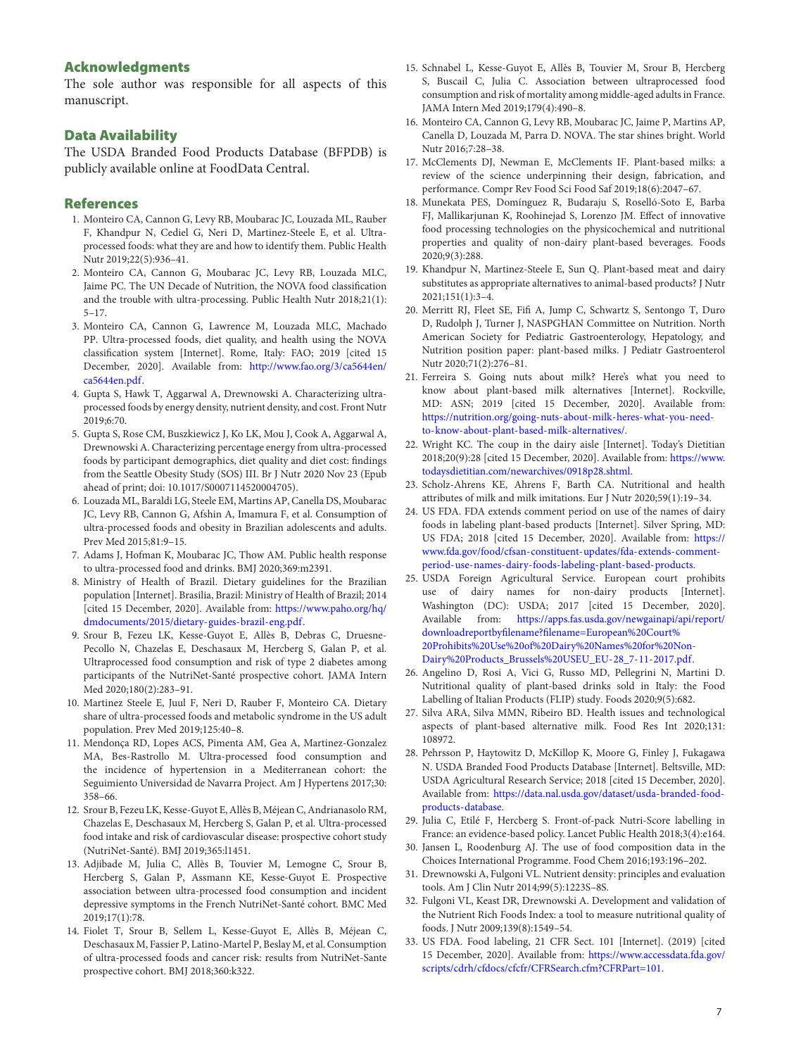## Acknowledgments

The sole author was responsible for all aspects of this manuscript.

## Data Availability

The USDA Branded Food Products Database (BFPDB) is publicly available online at FoodData Central.

## References

1. Monteiro CA, Cannon G, Levy RB, Moubarac JC, Louzada ML, Rauber F, Khandpur N, Cediel G, Neri D, Martinez-Steele E, et al. Ultra-processed foods: what they are and how to identify them. Public Health Nutr 2019;22(5):936–41.
2. Monteiro CA, Cannon G, Moubarac JC, Levy RB, Louzada MLC, Jaime PC. The UN Decade of Nutrition, the NOVA food classification and the trouble with ultra-processing. Public Health Nutr 2018;21(1): 5–17.
3. Monteiro CA, Cannon G, Lawrence M, Louzada MLC, Machado PP. Ultra-processed foods, diet quality, and health using the NOVA classification system [Internet]. Rome, Italy: FAO; 2019 [cited 15 December, 2020]. Available from: http://www.fao.org/3/ca5644en/ca5644en.pdf.
4. Gupta S, Hawk T, Aggarwal A, Drewnowski A. Characterizing ultra-processed foods by energy density, nutrient density, and cost. Front Nutr 2019;6:70.
5. Gupta S, Rose CM, Buszkiewicz J, Ko LK, Mou J, Cook A, Aggarwal A, Drewnowski A. Characterizing percentage energy from ultra-processed foods by participant demographics, diet quality and diet cost: findings from the Seattle Obesity Study (SOS) III. Br J Nutr 2020 Nov 23 (Epub ahead of print; doi: 10.1017/S0007114520004705).
6. Louzada ML, Baraldi LG, Steele EM, Martins AP, Canella DS, Moubarac JC, Levy RB, Cannon G, Afshin A, Imamura F, et al. Consumption of ultra-processed foods and obesity in Brazilian adolescents and adults. Prev Med 2015;81:9–15.
7. Adams J, Hofman K, Moubarac JC, Thow AM. Public health response to ultra-processed food and drinks. BMJ 2020;369:m2391.
8. Ministry of Health of Brazil. Dietary guidelines for the Brazilian population [Internet]. Brasilia, Brazil: Ministry of Health of Brazil; 2014 [cited 15 December, 2020]. Available from: https://www.paho.org/hq/dmdocuments/2015/dietary-guides-brazil-eng.pdf.
9. Srour B, Fezeu LK, Kesse-Guyot E, Allès B, Debras C, Druesne-Pecollo N, Chazelas E, Deschasaux M, Hercberg S, Galan P, et al. Ultraprocessed food consumption and risk of type 2 diabetes among participants of the NutriNet-Santé prospective cohort. JAMA Intern Med 2020;180(2):283–91.
10. Martinez Steele E, Juul F, Neri D, Rauber F, Monteiro CA. Dietary share of ultra-processed foods and metabolic syndrome in the US adult population. Prev Med 2019;125:40–8.
11. Mendonça RD, Lopes ACS, Pimenta AM, Gea A, Martinez-Gonzalez MA, Bes-Rastrollo M. Ultra-processed food consumption and the incidence of hypertension in a Mediterranean cohort: the Seguimiento Universidad de Navarra Project. Am J Hypertens 2017;30: 358–66.
12. Srour B, Fezeu LK, Kesse-Guyot E, Allès B, Méjean C, Andrianasolo RM, Chazelas E, Deschasaux M, Hercberg S, Galan P, et al. Ultra-processed food intake and risk of cardiovascular disease: prospective cohort study (NutriNet-Santé). BMJ 2019;365:l1451.
13. Adjibade M, Julia C, Allès B, Touvier M, Lemogne C, Srour B, Hercberg S, Galan P, Assmann KE, Kesse-Guyot E. Prospective association between ultra-processed food consumption and incident depressive symptoms in the French NutriNet-Santé cohort. BMC Med 2019;17(1):78.
14. Fiolet T, Srour B, Sellem L, Kesse-Guyot E, Allès B, Méjean C, Deschasaux M, Fassier P, Latino-Martel P, Beslay M, et al. Consumption of ultra-processed foods and cancer risk: results from NutriNet-Sante prospective cohort. BMJ 2018;360:k322.
15. Schnabel L, Kesse-Guyot E, Allès B, Touvier M, Srour B, Hercberg S, Buscail C, Julia C. Association between ultraprocessed food consumption and risk of mortality among middle-aged adults in France. JAMA Intern Med 2019;179(4):490–8.
16. Monteiro CA, Cannon G, Levy RB, Moubarac JC, Jaime P, Martins AP, Canella D, Louzada M, Parra D. NOVA. The star shines bright. World Nutr 2016;7:28–38.
17. McClements DJ, Newman E, McClements IF. Plant-based milks: a review of the science underpinning their design, fabrication, and performance. Compr Rev Food Sci Food Saf 2019;18(6):2047–67.
18. Munekata PES, Domínguez R, Budaraju S, Roselló-Soto E, Barba FJ, Mallikarjunan K, Roohinejad S, Lorenzo JM. Effect of innovative food processing technologies on the physicochemical and nutritional properties and quality of non-dairy plant-based beverages. Foods 2020;9(3):288.
19. Khandpur N, Martinez-Steele E, Sun Q. Plant-based meat and dairy substitutes as appropriate alternatives to animal-based products? J Nutr 2021;151(1):3–4.
20. Merritt RJ, Fleet SE, Fifi A, Jump C, Schwartz S, Sentongo T, Duro D, Rudolph J, Turner J, NASPGHAN Committee on Nutrition. North American Society for Pediatric Gastroenterology, Hepatology, and Nutrition position paper: plant-based milks. J Pediatr Gastroenterol Nutr 2020;71(2):276–81.
21. Ferreira S. Going nuts about milk? Here's what you need to know about plant-based milk alternatives [Internet]. Rockville, MD: ASN; 2019 [cited 15 December, 2020]. Available from: https://nutrition.org/going-nuts-about-milk-heres-what-you-need-to-know-about-plant-based-milk-alternatives/.
22. Wright KC. The coup in the dairy aisle [Internet]. Today's Dietitian 2018;20(9):28 [cited 15 December, 2020]. Available from: https://www.todaysdietitian.com/newarchives/0918p28.shtml.
23. Scholz-Ahrens KE, Ahrens F, Barth CA. Nutritional and health attributes of milk and milk imitations. Eur J Nutr 2020;59(1):19–34.
24. US FDA. FDA extends comment period on use of the names of dairy foods in labeling plant-based products [Internet]. Silver Spring, MD: US FDA; 2018 [cited 15 December, 2020]. Available from: https://www.fda.gov/food/cfsan-constituent-updates/fda-extends-comment-period-use-names-dairy-foods-labeling-plant-based-products.
25. USDA Foreign Agricultural Service. European court prohibits use of dairy names for non-dairy products [Internet]. Washington (DC): USDA; 2017 [cited 15 December, 2020]. Available from: https://apps.fas.usda.gov/newgainapi/api/report/downloadreportbyfilename?filename=European%20Court%20Prohibits%20Use%20of%20Dairy%20Names%20for%20Non-Dairy%20Products_Brussels%20USEU_EU-28_7-11-2017.pdf.
26. Angelino D, Rosi A, Vici G, Russo MD, Pellegrini N, Martini D. Nutritional quality of plant-based drinks sold in Italy: the Food Labelling of Italian Products (FLIP) study. Foods 2020;9(5):682.
27. Silva ARA, Silva MMN, Ribeiro BD. Health issues and technological aspects of plant-based alternative milk. Food Res Int 2020;131: 108972.
28. Pehrsson P, Haytowitz D, McKillop K, Moore G, Finley J, Fukagawa N. USDA Branded Food Products Database [Internet]. Beltsville, MD: USDA Agricultural Research Service; 2018 [cited 15 December, 2020]. Available from: https://data.nal.usda.gov/dataset/usda-branded-food-products-database.
29. Julia C, Etilé F, Hercberg S. Front-of-pack Nutri-Score labelling in France: an evidence-based policy. Lancet Public Health 2018;3(4):e164.
30. Jansen L, Roodenburg AJ. The use of food composition data in the Choices International Programme. Food Chem 2016;193:196–202.
31. Drewnowski A, Fulgoni VL. Nutrient density: principles and evaluation tools. Am J Clin Nutr 2014;99(5):1223S–8S.
32. Fulgoni VL, Keast DR, Drewnowski A. Development and validation of the Nutrient Rich Foods Index: a tool to measure nutritional quality of foods. J Nutr 2009;139(8):1549–54.
33. US FDA. Food labeling, 21 CFR Sect. 101 [Internet]. (2019) [cited 15 December, 2020]. Available from: https://www.accessdata.fda.gov/scripts/cdrh/cfdocs/cfcfr/CFRSearch.cfm?CFRPart=101.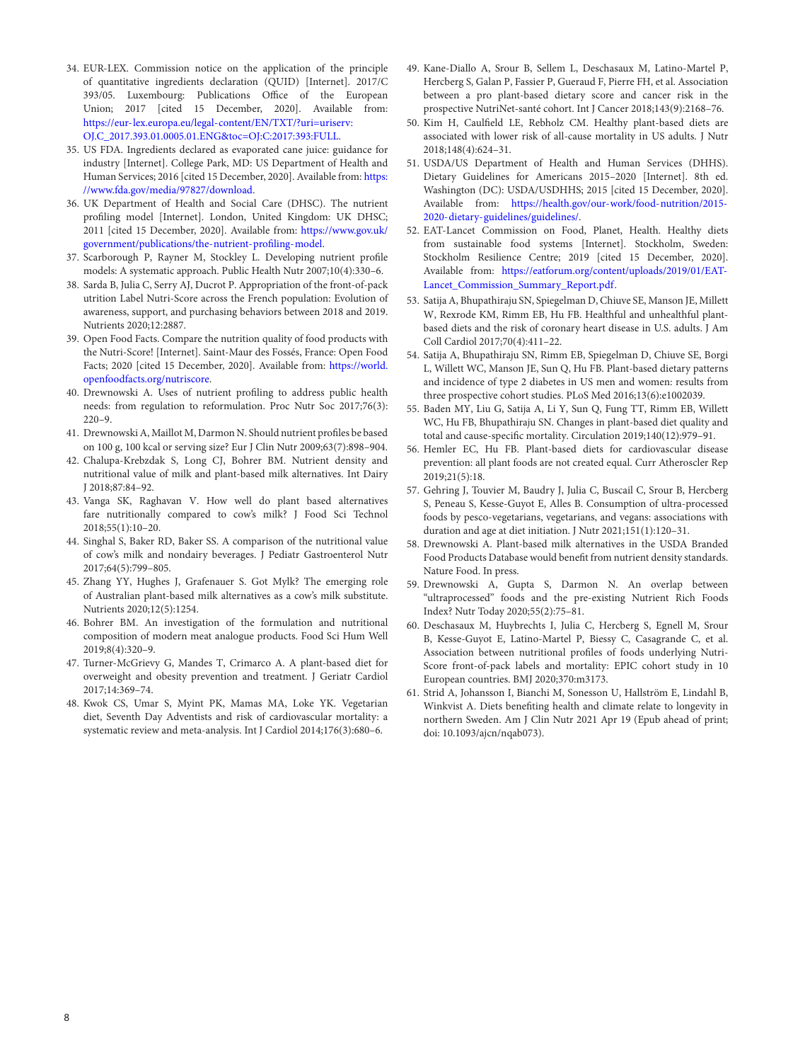34. EUR-LEX. Commission notice on the application of the principle of quantitative ingredients declaration (QUID) [Internet]. 2017/C 393/05. Luxembourg: Publications Office of the European Union; 2017 [cited 15 December, 2020]. Available from: https://eur-lex.europa.eu/legal-content/EN/TXT/?uri=uriserv:OJ.C_2017.393.01.0005.01.ENG&toc=OJ:C:2017:393:FULL.
35. US FDA. Ingredients declared as evaporated cane juice: guidance for industry [Internet]. College Park, MD: US Department of Health and Human Services; 2016 [cited 15 December, 2020]. Available from: https://www.fda.gov/media/97827/download.
36. UK Department of Health and Social Care (DHSC). The nutrient profiling model [Internet]. London, United Kingdom: UK DHSC; 2011 [cited 15 December, 2020]. Available from: https://www.gov.uk/government/publications/the-nutrient-profiling-model.
37. Scarborough P, Rayner M, Stockley L. Developing nutrient profile models: A systematic approach. Public Health Nutr 2007;10(4):330–6.
38. Sarda B, Julia C, Serry AJ, Ducrot P. Appropriation of the front-of-pack utrition Label Nutri-Score across the French population: Evolution of awareness, support, and purchasing behaviors between 2018 and 2019. Nutrients 2020;12:2887.
39. Open Food Facts. Compare the nutrition quality of food products with the Nutri-Score! [Internet]. Saint-Maur des Fossés, France: Open Food Facts; 2020 [cited 15 December, 2020]. Available from: https://world.openfoodfacts.org/nutriscore.
40. Drewnowski A. Uses of nutrient profiling to address public health needs: from regulation to reformulation. Proc Nutr Soc 2017;76(3): 220–9.
41. Drewnowski A, Maillot M, Darmon N. Should nutrient profiles be based on 100 g, 100 kcal or serving size? Eur J Clin Nutr 2009;63(7):898–904.
42. Chalupa-Krebzdak S, Long CJ, Bohrer BM. Nutrient density and nutritional value of milk and plant-based milk alternatives. Int Dairy J 2018;87:84–92.
43. Vanga SK, Raghavan V. How well do plant based alternatives fare nutritionally compared to cow's milk? J Food Sci Technol 2018;55(1):10–20.
44. Singhal S, Baker RD, Baker SS. A comparison of the nutritional value of cow's milk and nondairy beverages. J Pediatr Gastroenterol Nutr 2017;64(5):799–805.
45. Zhang YY, Hughes J, Grafenauer S. Got Mylk? The emerging role of Australian plant-based milk alternatives as a cow's milk substitute. Nutrients 2020;12(5):1254.
46. Bohrer BM. An investigation of the formulation and nutritional composition of modern meat analogue products. Food Sci Hum Well 2019;8(4):320–9.
47. Turner-McGrievy G, Mandes T, Crimarco A. A plant-based diet for overweight and obesity prevention and treatment. J Geriatr Cardiol 2017;14:369–74.
48. Kwok CS, Umar S, Myint PK, Mamas MA, Loke YK. Vegetarian diet, Seventh Day Adventists and risk of cardiovascular mortality: a systematic review and meta-analysis. Int J Cardiol 2014;176(3):680–6.
49. Kane-Diallo A, Srour B, Sellem L, Deschasaux M, Latino-Martel P, Hercberg S, Galan P, Fassier P, Gueraud F, Pierre FH, et al. Association between a pro plant-based dietary score and cancer risk in the prospective NutriNet-santé cohort. Int J Cancer 2018;143(9):2168–76.
50. Kim H, Caulfield LE, Rebholz CM. Healthy plant-based diets are associated with lower risk of all-cause mortality in US adults. J Nutr 2018;148(4):624–31.
51. USDA/US Department of Health and Human Services (DHHS). Dietary Guidelines for Americans 2015–2020 [Internet]. 8th ed. Washington (DC): USDA/USDHHS; 2015 [cited 15 December, 2020]. Available from: https://health.gov/our-work/food-nutrition/2015-2020-dietary-guidelines/guidelines/.
52. EAT-Lancet Commission on Food, Planet, Health. Healthy diets from sustainable food systems [Internet]. Stockholm, Sweden: Stockholm Resilience Centre; 2019 [cited 15 December, 2020]. Available from: https://eatforum.org/content/uploads/2019/01/EAT-Lancet_Commission_Summary_Report.pdf.
53. Satija A, Bhupathiraju SN, Spiegelman D, Chiuve SE, Manson JE, Millett W, Rexrode KM, Rimm EB, Hu FB. Healthful and unhealthful plant-based diets and the risk of coronary heart disease in U.S. adults. J Am Coll Cardiol 2017;70(4):411–22.
54. Satija A, Bhupathiraju SN, Rimm EB, Spiegelman D, Chiuve SE, Borgi L, Willett WC, Manson JE, Sun Q, Hu FB. Plant-based dietary patterns and incidence of type 2 diabetes in US men and women: results from three prospective cohort studies. PLoS Med 2016;13(6):e1002039.
55. Baden MY, Liu G, Satija A, Li Y, Sun Q, Fung TT, Rimm EB, Willett WC, Hu FB, Bhupathiraju SN. Changes in plant-based diet quality and total and cause-specific mortality. Circulation 2019;140(12):979–91.
56. Hemler EC, Hu FB. Plant-based diets for cardiovascular disease prevention: all plant foods are not created equal. Curr Atheroscler Rep 2019;21(5):18.
57. Gehring J, Touvier M, Baudry J, Julia C, Buscail C, Srour B, Hercberg S, Peneau S, Kesse-Guyot E, Alles B. Consumption of ultra-processed foods by pesco-vegetarians, vegetarians, and vegans: associations with duration and age at diet initiation. J Nutr 2021;151(1):120–31.
58. Drewnowski A. Plant-based milk alternatives in the USDA Branded Food Products Database would benefit from nutrient density standards. Nature Food. In press.
59. Drewnowski A, Gupta S, Darmon N. An overlap between "ultraprocessed" foods and the pre-existing Nutrient Rich Foods Index? Nutr Today 2020;55(2):75–81.
60. Deschasaux M, Huybrechts I, Julia C, Hercberg S, Egnell M, Srour B, Kesse-Guyot E, Latino-Martel P, Biessy C, Casagrande C, et al. Association between nutritional profiles of foods underlying Nutri-Score front-of-pack labels and mortality: EPIC cohort study in 10 European countries. BMJ 2020;370:m3173.
61. Strid A, Johansson I, Bianchi M, Sonesson U, Hallström E, Lindahl B, Winkvist A. Diets benefiting health and climate relate to longevity in northern Sweden. Am J Clin Nutr 2021 Apr 19 (Epub ahead of print; doi: 10.1093/ajcn/nqab073).